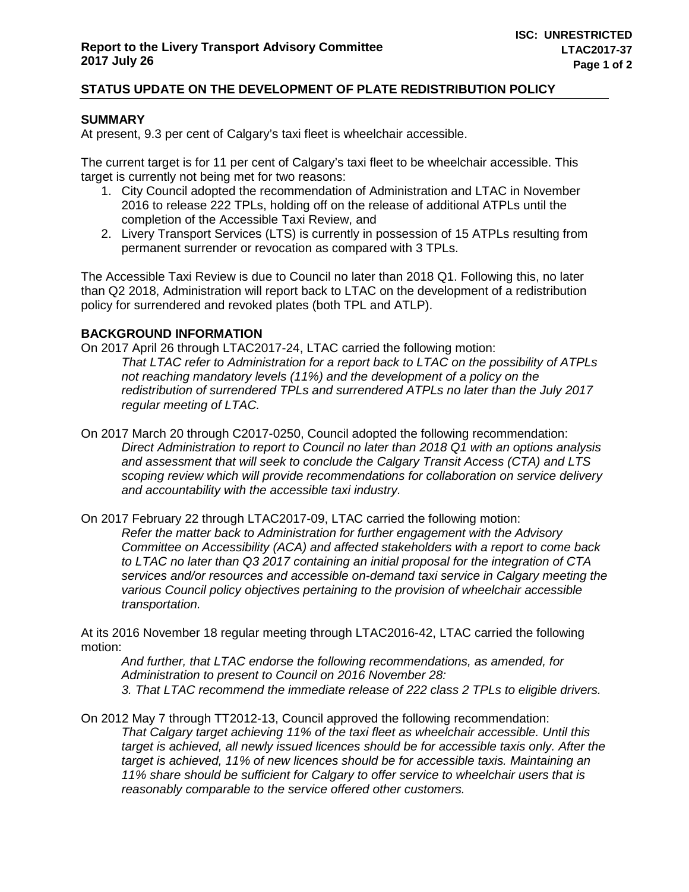**Report to the Livery Transport Advisory Committee**
**2017 July 26**

**ISC: UNRESTRICTED**
**LTAC2017-37**

## STATUS UPDATE ON THE DEVELOPMENT OF PLATE REDISTRIBUTION POLICY

### SUMMARY

At present, 9.3 per cent of Calgary's taxi fleet is wheelchair accessible.

The current target is for 11 per cent of Calgary's taxi fleet to be wheelchair accessible. This target is currently not being met for two reasons:

1. City Council adopted the recommendation of Administration and LTAC in November 2016 to release 222 TPLs, holding off on the release of additional ATPLs until the completion of the Accessible Taxi Review, and
2. Livery Transport Services (LTS) is currently in possession of 15 ATPLs resulting from permanent surrender or revocation as compared with 3 TPLs.

The Accessible Taxi Review is due to Council no later than 2018 Q1. Following this, no later than Q2 2018, Administration will report back to LTAC on the development of a redistribution policy for surrendered and revoked plates (both TPL and ATLP).

### BACKGROUND INFORMATION

On 2017 April 26 through LTAC2017-24, LTAC carried the following motion:

*That LTAC refer to Administration for a report back to LTAC on the possibility of ATPLs not reaching mandatory levels (11%) and the development of a policy on the redistribution of surrendered TPLs and surrendered ATPLs no later than the July 2017 regular meeting of LTAC.*

On 2017 March 20 through C2017-0250, Council adopted the following recommendation:

*Direct Administration to report to Council no later than 2018 Q1 with an options analysis and assessment that will seek to conclude the Calgary Transit Access (CTA) and LTS scoping review which will provide recommendations for collaboration on service delivery and accountability with the accessible taxi industry.*

On 2017 February 22 through LTAC2017-09, LTAC carried the following motion:

*Refer the matter back to Administration for further engagement with the Advisory Committee on Accessibility (ACA) and affected stakeholders with a report to come back to LTAC no later than Q3 2017 containing an initial proposal for the integration of CTA services and/or resources and accessible on-demand taxi service in Calgary meeting the various Council policy objectives pertaining to the provision of wheelchair accessible transportation.*

At its 2016 November 18 regular meeting through LTAC2016-42, LTAC carried the following motion:

*And further, that LTAC endorse the following recommendations, as amended, for Administration to present to Council on 2016 November 28:*
*3. That LTAC recommend the immediate release of 222 class 2 TPLs to eligible drivers.*

On 2012 May 7 through TT2012-13, Council approved the following recommendation:

*That Calgary target achieving 11% of the taxi fleet as wheelchair accessible. Until this target is achieved, all newly issued licences should be for accessible taxis only. After the target is achieved, 11% of new licences should be for accessible taxis. Maintaining an 11% share should be sufficient for Calgary to offer service to wheelchair users that is reasonably comparable to the service offered other customers.*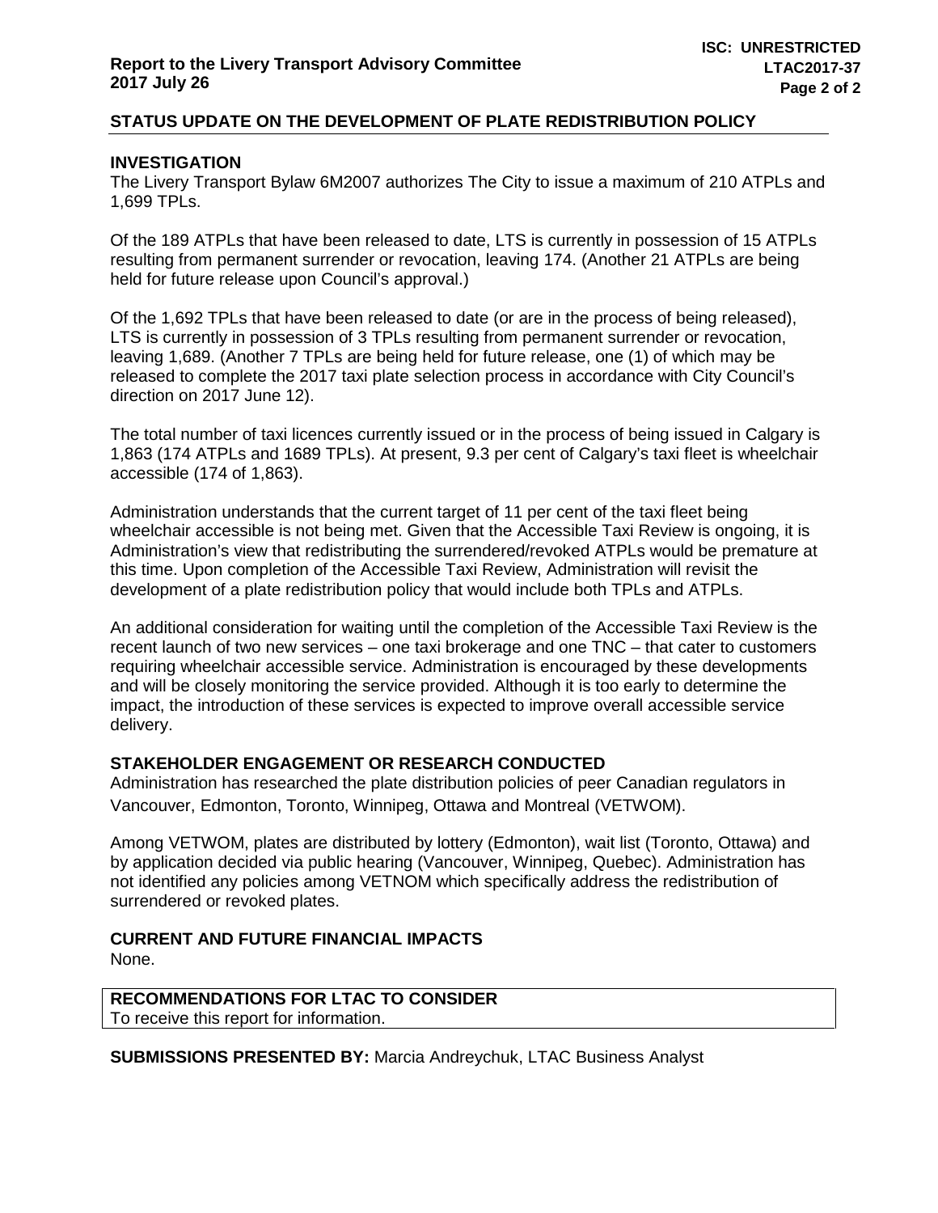## STATUS UPDATE ON THE DEVELOPMENT OF PLATE REDISTRIBUTION POLICY

### INVESTIGATION

The Livery Transport Bylaw 6M2007 authorizes The City to issue a maximum of 210 ATPLs and 1,699 TPLs.

Of the 189 ATPLs that have been released to date, LTS is currently in possession of 15 ATPLs resulting from permanent surrender or revocation, leaving 174. (Another 21 ATPLs are being held for future release upon Council's approval.)

Of the 1,692 TPLs that have been released to date (or are in the process of being released), LTS is currently in possession of 3 TPLs resulting from permanent surrender or revocation, leaving 1,689. (Another 7 TPLs are being held for future release, one (1) of which may be released to complete the 2017 taxi plate selection process in accordance with City Council's direction on 2017 June 12).

The total number of taxi licences currently issued or in the process of being issued in Calgary is 1,863 (174 ATPLs and 1689 TPLs). At present, 9.3 per cent of Calgary's taxi fleet is wheelchair accessible (174 of 1,863).

Administration understands that the current target of 11 per cent of the taxi fleet being wheelchair accessible is not being met. Given that the Accessible Taxi Review is ongoing, it is Administration's view that redistributing the surrendered/revoked ATPLs would be premature at this time. Upon completion of the Accessible Taxi Review, Administration will revisit the development of a plate redistribution policy that would include both TPLs and ATPLs.

An additional consideration for waiting until the completion of the Accessible Taxi Review is the recent launch of two new services – one taxi brokerage and one TNC – that cater to customers requiring wheelchair accessible service. Administration is encouraged by these developments and will be closely monitoring the service provided. Although it is too early to determine the impact, the introduction of these services is expected to improve overall accessible service delivery.

### STAKEHOLDER ENGAGEMENT OR RESEARCH CONDUCTED

Administration has researched the plate distribution policies of peer Canadian regulators in Vancouver, Edmonton, Toronto, Winnipeg, Ottawa and Montreal (VETWOM).

Among VETWOM, plates are distributed by lottery (Edmonton), wait list (Toronto, Ottawa) and by application decided via public hearing (Vancouver, Winnipeg, Quebec). Administration has not identified any policies among VETNOM which specifically address the redistribution of surrendered or revoked plates.

### CURRENT AND FUTURE FINANCIAL IMPACTS

None.

### RECOMMENDATIONS FOR LTAC TO CONSIDER

To receive this report for information.

**SUBMISSIONS PRESENTED BY:** Marcia Andreychuk, LTAC Business Analyst